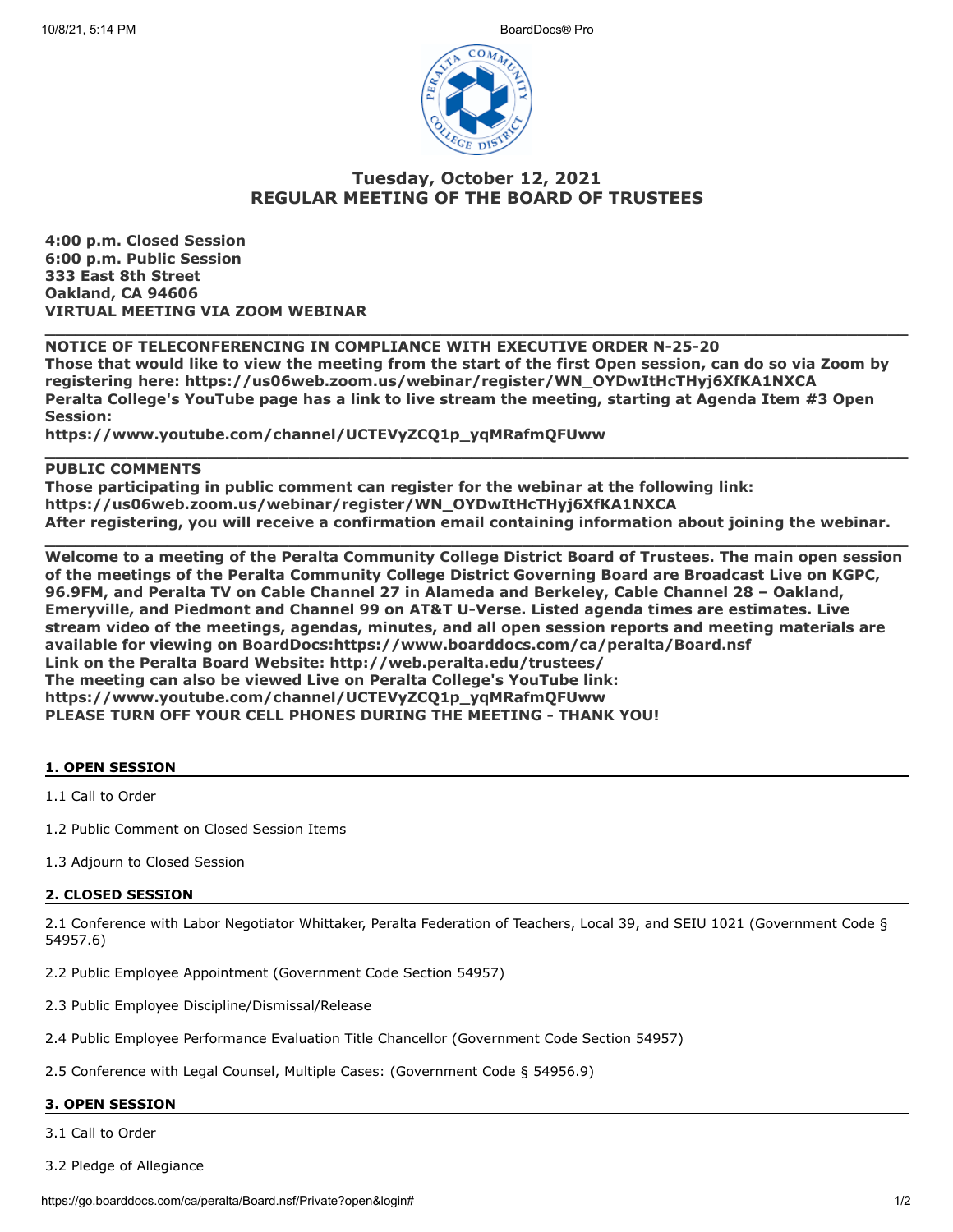# Tuesday, October 12, 2021
# REGULAR MEETING OF THE BOARD OF TRUSTEES

**4:00 p.m. Closed Session**
**6:00 p.m. Public Session**
**333 East 8th Street**
**Oakland, CA 94606**
**VIRTUAL MEETING VIA ZOOM WEBINAR**

---

**NOTICE OF TELECONFERENCING IN COMPLIANCE WITH EXECUTIVE ORDER N-25-20**
**Those that would like to view the meeting from the start of the first Open session, can do so via Zoom by registering here: https://us06web.zoom.us/webinar/register/WN_OYDwItHcTHyj6XfKA1NXCA**
**Peralta College's YouTube page has a link to live stream the meeting, starting at Agenda Item #3 Open Session:**
**https://www.youtube.com/channel/UCTEVyZCQ1p_yqMRafmQFUww**

---

**PUBLIC COMMENTS**
**Those participating in public comment can register for the webinar at the following link:**
**https://us06web.zoom.us/webinar/register/WN_OYDwItHcTHyj6XfKA1NXCA**
**After registering, you will receive a confirmation email containing information about joining the webinar.**

---

**Welcome to a meeting of the Peralta Community College District Board of Trustees. The main open session of the meetings of the Peralta Community College District Governing Board are Broadcast Live on KGPC, 96.9FM, and Peralta TV on Cable Channel 27 in Alameda and Berkeley, Cable Channel 28 – Oakland, Emeryville, and Piedmont and Channel 99 on AT&T U-Verse. Listed agenda times are estimates. Live stream video of the meetings, agendas, minutes, and all open session reports and meeting materials are available for viewing on BoardDocs:https://www.boarddocs.com/ca/peralta/Board.nsf**
**Link on the Peralta Board Website: http://web.peralta.edu/trustees/**
**The meeting can also be viewed Live on Peralta College's YouTube link:**
**https://www.youtube.com/channel/UCTEVyZCQ1p_yqMRafmQFUww**
**PLEASE TURN OFF YOUR CELL PHONES DURING THE MEETING - THANK YOU!**

## 1. OPEN SESSION

1.1 Call to Order

1.2 Public Comment on Closed Session Items

1.3 Adjourn to Closed Session

## 2. CLOSED SESSION

2.1 Conference with Labor Negotiator Whittaker, Peralta Federation of Teachers, Local 39, and SEIU 1021 (Government Code § 54957.6)

2.2 Public Employee Appointment (Government Code Section 54957)

2.3 Public Employee Discipline/Dismissal/Release

2.4 Public Employee Performance Evaluation Title Chancellor (Government Code Section 54957)

2.5 Conference with Legal Counsel, Multiple Cases: (Government Code § 54956.9)

## 3. OPEN SESSION

3.1 Call to Order

3.2 Pledge of Allegiance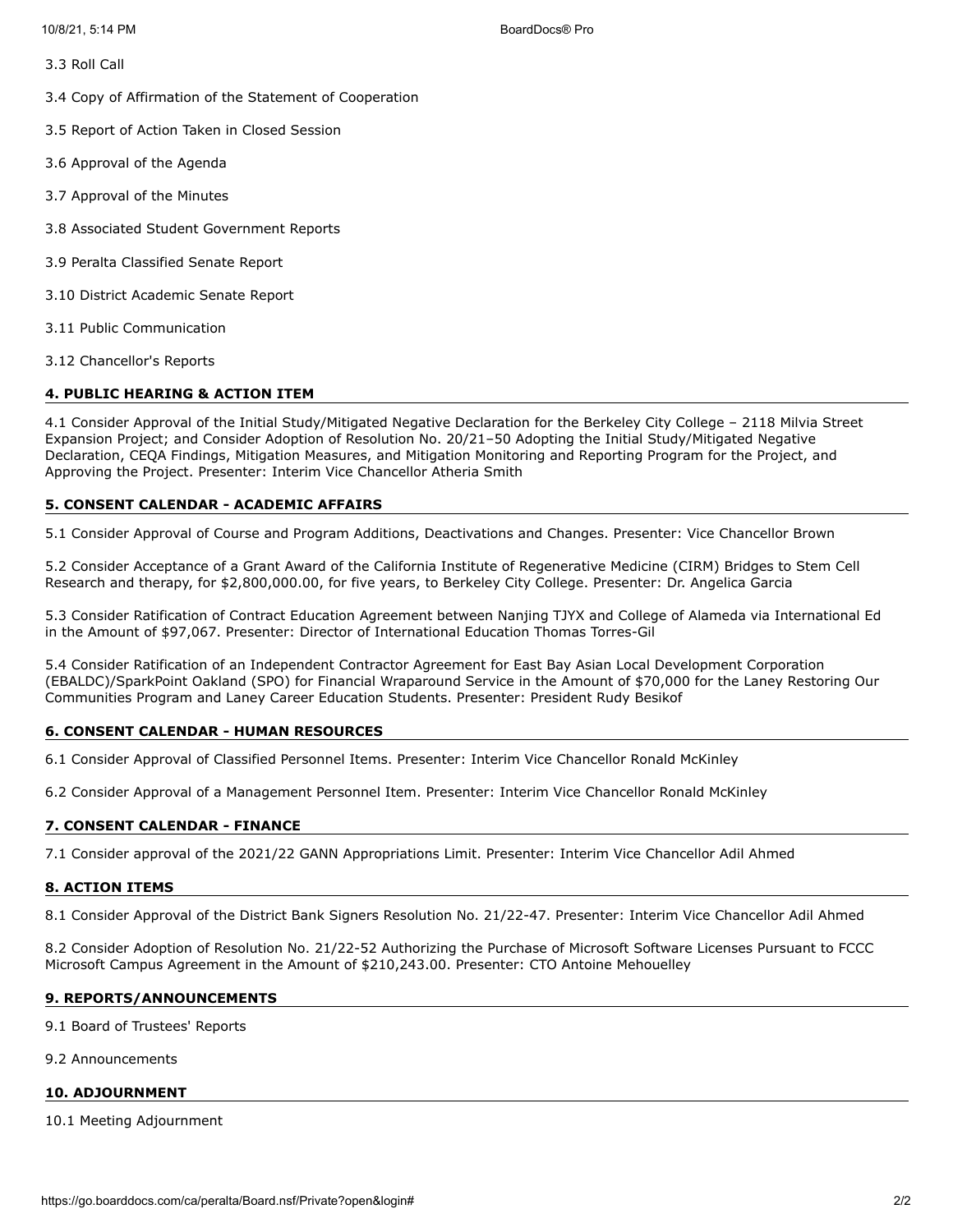3.3 Roll Call

3.4 Copy of Affirmation of the Statement of Cooperation

3.5 Report of Action Taken in Closed Session

3.6 Approval of the Agenda

3.7 Approval of the Minutes

3.8 Associated Student Government Reports

3.9 Peralta Classified Senate Report

3.10 District Academic Senate Report

3.11 Public Communication

3.12 Chancellor's Reports

## 4. PUBLIC HEARING & ACTION ITEM

4.1 Consider Approval of the Initial Study/Mitigated Negative Declaration for the Berkeley City College – 2118 Milvia Street Expansion Project; and Consider Adoption of Resolution No. 20/21–50 Adopting the Initial Study/Mitigated Negative Declaration, CEQA Findings, Mitigation Measures, and Mitigation Monitoring and Reporting Program for the Project, and Approving the Project. Presenter: Interim Vice Chancellor Atheria Smith

## 5. CONSENT CALENDAR - ACADEMIC AFFAIRS

5.1 Consider Approval of Course and Program Additions, Deactivations and Changes. Presenter: Vice Chancellor Brown

5.2 Consider Acceptance of a Grant Award of the California Institute of Regenerative Medicine (CIRM) Bridges to Stem Cell Research and therapy, for $2,800,000.00, for five years, to Berkeley City College. Presenter: Dr. Angelica Garcia

5.3 Consider Ratification of Contract Education Agreement between Nanjing TJYX and College of Alameda via International Ed in the Amount of $97,067. Presenter: Director of International Education Thomas Torres-Gil

5.4 Consider Ratification of an Independent Contractor Agreement for East Bay Asian Local Development Corporation (EBALDC)/SparkPoint Oakland (SPO) for Financial Wraparound Service in the Amount of $70,000 for the Laney Restoring Our Communities Program and Laney Career Education Students. Presenter: President Rudy Besikof

## 6. CONSENT CALENDAR - HUMAN RESOURCES

6.1 Consider Approval of Classified Personnel Items. Presenter: Interim Vice Chancellor Ronald McKinley

6.2 Consider Approval of a Management Personnel Item. Presenter: Interim Vice Chancellor Ronald McKinley

## 7. CONSENT CALENDAR - FINANCE

7.1 Consider approval of the 2021/22 GANN Appropriations Limit. Presenter: Interim Vice Chancellor Adil Ahmed

## 8. ACTION ITEMS

8.1 Consider Approval of the District Bank Signers Resolution No. 21/22-47. Presenter: Interim Vice Chancellor Adil Ahmed

8.2 Consider Adoption of Resolution No. 21/22-52 Authorizing the Purchase of Microsoft Software Licenses Pursuant to FCCC Microsoft Campus Agreement in the Amount of $210,243.00. Presenter: CTO Antoine Mehouelley

## 9. REPORTS/ANNOUNCEMENTS

9.1 Board of Trustees' Reports

9.2 Announcements

## 10. ADJOURNMENT

10.1 Meeting Adjournment